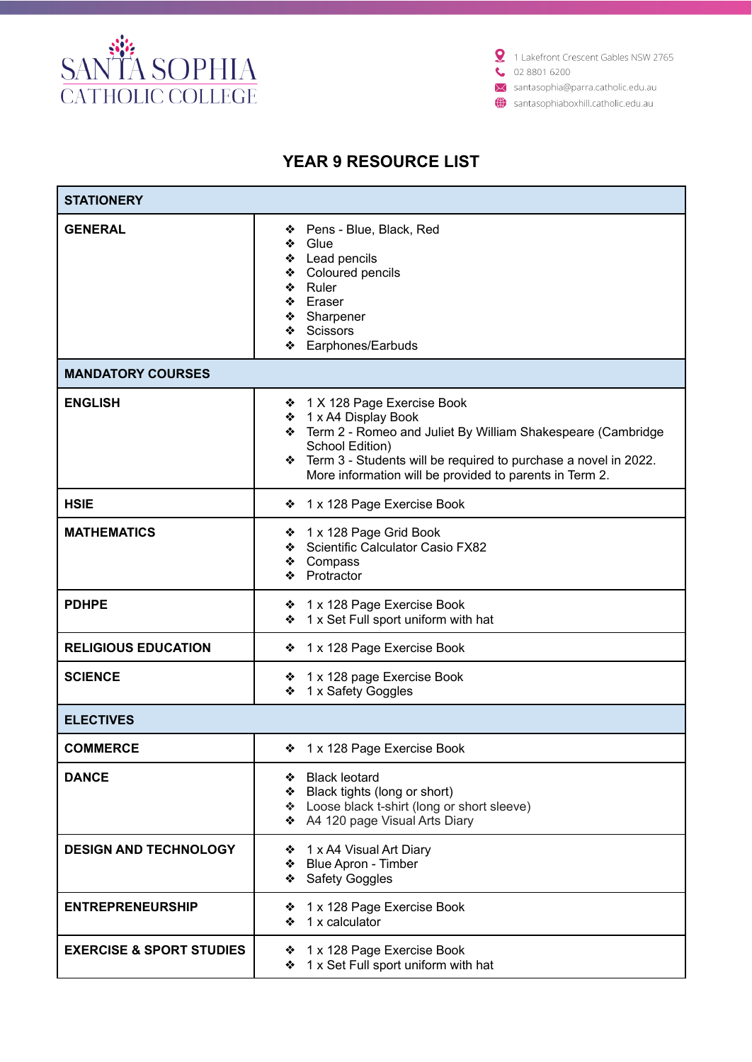SANTA SOPHIA
CATHOLIC COLLEGE

1 Lakefront Crescent Gables NSW 2765
02 8801 6200
santasophia@parra.catholic.edu.au
santasophiaboxhill.catholic.edu.au

# YEAR 9 RESOURCE LIST

| **STATIONERY** | |
|---|---|
| **GENERAL** | ❖ Pens - Blue, Black, Red<br>❖ Glue<br>❖ Lead pencils<br>❖ Coloured pencils<br>❖ Ruler<br>❖ Eraser<br>❖ Sharpener<br>❖ Scissors<br>❖ Earphones/Earbuds |
| **MANDATORY COURSES** | |
| **ENGLISH** | ❖ 1 X 128 Page Exercise Book<br>❖ 1 x A4 Display Book<br>❖ Term 2 - Romeo and Juliet By William Shakespeare (Cambridge School Edition)<br>❖ Term 3 - Students will be required to purchase a novel in 2022. More information will be provided to parents in Term 2. |
| **HSIE** | ❖ 1 x 128 Page Exercise Book |
| **MATHEMATICS** | ❖ 1 x 128 Page Grid Book<br>❖ Scientific Calculator Casio FX82<br>❖ Compass<br>❖ Protractor |
| **PDHPE** | ❖ 1 x 128 Page Exercise Book<br>❖ 1 x Set Full sport uniform with hat |
| **RELIGIOUS EDUCATION** | ❖ 1 x 128 Page Exercise Book |
| **SCIENCE** | ❖ 1 x 128 page Exercise Book<br>❖ 1 x Safety Goggles |
| **ELECTIVES** | |
| **COMMERCE** | ❖ 1 x 128 Page Exercise Book |
| **DANCE** | ❖ Black leotard<br>❖ Black tights (long or short)<br>❖ Loose black t-shirt (long or short sleeve)<br>❖ A4 120 page Visual Arts Diary |
| **DESIGN AND TECHNOLOGY** | ❖ 1 x A4 Visual Art Diary<br>❖ Blue Apron - Timber<br>❖ Safety Goggles |
| **ENTREPRENEURSHIP** | ❖ 1 x 128 Page Exercise Book<br>❖ 1 x calculator |
| **EXERCISE & SPORT STUDIES** | ❖ 1 x 128 Page Exercise Book<br>❖ 1 x Set Full sport uniform with hat |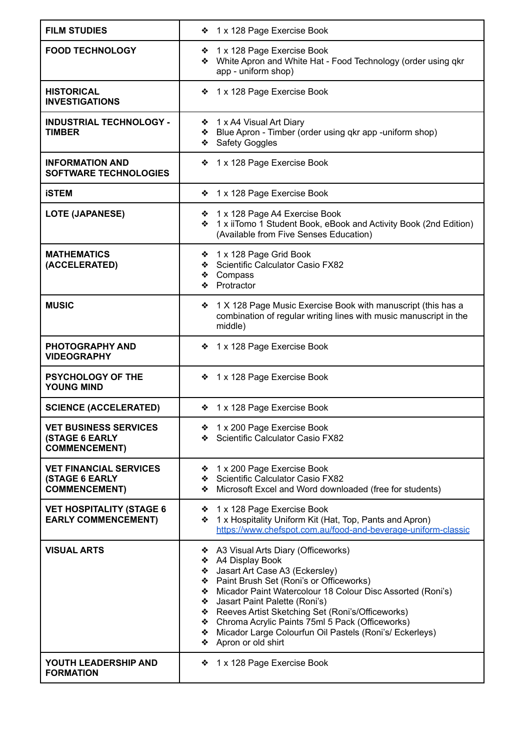| | |
|---|---|
| **FILM STUDIES** | ❖ 1 x 128 Page Exercise Book |
| **FOOD TECHNOLOGY** | ❖ 1 x 128 Page Exercise Book<br>❖ White Apron and White Hat - Food Technology (order using qkr app - uniform shop) |
| **HISTORICAL INVESTIGATIONS** | ❖ 1 x 128 Page Exercise Book |
| **INDUSTRIAL TECHNOLOGY - TIMBER** | ❖ 1 x A4 Visual Art Diary<br>❖ Blue Apron - Timber (order using qkr app -uniform shop)<br>❖ Safety Goggles |
| **INFORMATION AND SOFTWARE TECHNOLOGIES** | ❖ 1 x 128 Page Exercise Book |
| **iSTEM** | ❖ 1 x 128 Page Exercise Book |
| **LOTE (JAPANESE)** | ❖ 1 x 128 Page A4 Exercise Book<br>❖ 1 x iiTomo 1 Student Book, eBook and Activity Book (2nd Edition) (Available from Five Senses Education) |
| **MATHEMATICS (ACCELERATED)** | ❖ 1 x 128 Page Grid Book<br>❖ Scientific Calculator Casio FX82<br>❖ Compass<br>❖ Protractor |
| **MUSIC** | ❖ 1 X 128 Page Music Exercise Book with manuscript (this has a combination of regular writing lines with music manuscript in the middle) |
| **PHOTOGRAPHY AND VIDEOGRAPHY** | ❖ 1 x 128 Page Exercise Book |
| **PSYCHOLOGY OF THE YOUNG MIND** | ❖ 1 x 128 Page Exercise Book |
| **SCIENCE (ACCELERATED)** | ❖ 1 x 128 Page Exercise Book |
| **VET BUSINESS SERVICES (STAGE 6 EARLY COMMENCEMENT)** | ❖ 1 x 200 Page Exercise Book<br>❖ Scientific Calculator Casio FX82 |
| **VET FINANCIAL SERVICES (STAGE 6 EARLY COMMENCEMENT)** | ❖ 1 x 200 Page Exercise Book<br>❖ Scientific Calculator Casio FX82<br>❖ Microsoft Excel and Word downloaded (free for students) |
| **VET HOSPITALITY (STAGE 6 EARLY COMMENCEMENT)** | ❖ 1 x 128 Page Exercise Book<br>❖ 1 x Hospitality Uniform Kit (Hat, Top, Pants and Apron) https://www.chefspot.com.au/food-and-beverage-uniform-classic |
| **VISUAL ARTS** | ❖ A3 Visual Arts Diary (Officeworks)<br>❖ A4 Display Book<br>❖ Jasart Art Case A3 (Eckersley)<br>❖ Paint Brush Set (Roni's or Officeworks)<br>❖ Micador Paint Watercolour 18 Colour Disc Assorted (Roni's)<br>❖ Jasart Paint Palette (Roni's)<br>❖ Reeves Artist Sketching Set (Roni's/Officeworks)<br>❖ Chroma Acrylic Paints 75ml 5 Pack (Officeworks)<br>❖ Micador Large Colourfun Oil Pastels (Roni's/ Eckerleys)<br>❖ Apron or old shirt |
| **YOUTH LEADERSHIP AND FORMATION** | ❖ 1 x 128 Page Exercise Book |